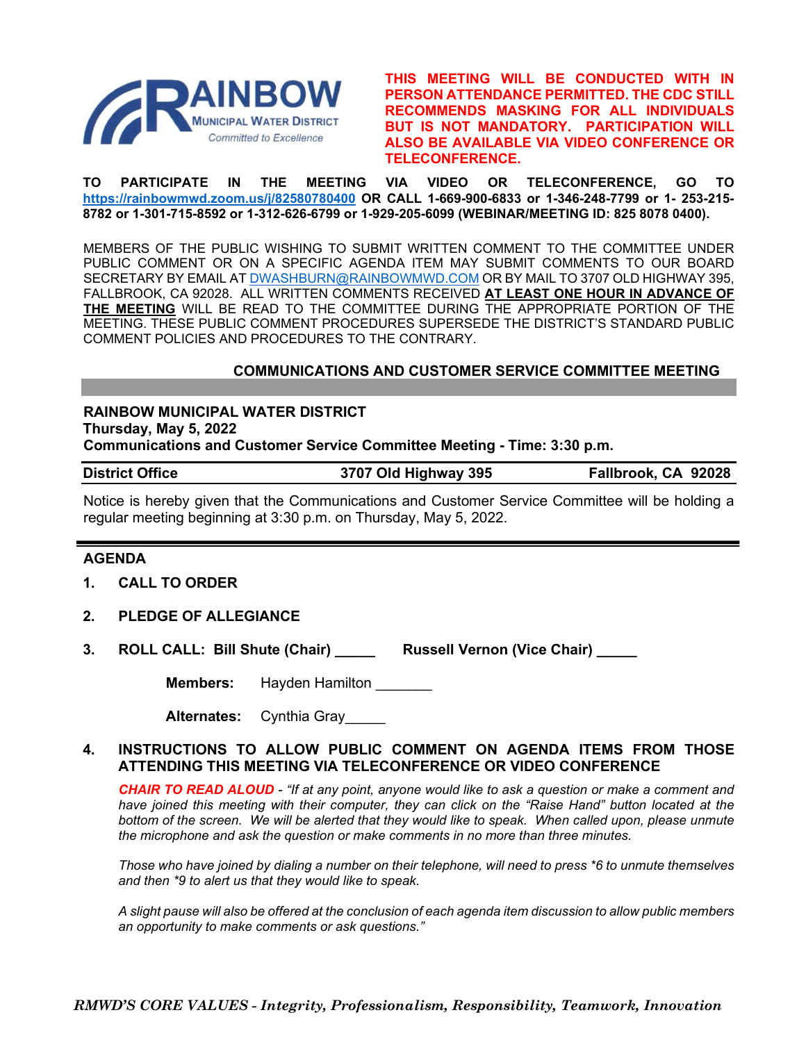**THIS MEETING WILL BE CONDUCTED WITH IN PERSON ATTENDANCE PERMITTED. THE CDC STILL RECOMMENDS MASKING FOR ALL INDIVIDUALS BUT IS NOT MANDATORY. PARTICIPATION WILL ALSO BE AVAILABLE VIA VIDEO CONFERENCE OR TELECONFERENCE.**

**TO PARTICIPATE IN THE MEETING VIA VIDEO OR TELECONFERENCE, GO TO [https://rainbowmwd.zoom.us/j/82580780400](https://rainbowmwd.zoom.us/j/82580780400) OR CALL 1-669-900-6833 or 1-346-248-7799 or 1- 253-215-8782 or 1-301-715-8592 or 1-312-626-6799 or 1-929-205-6099 (WEBINAR/MEETING ID: 825 8078 0400).**

MEMBERS OF THE PUBLIC WISHING TO SUBMIT WRITTEN COMMENT TO THE COMMITTEE UNDER PUBLIC COMMENT OR ON A SPECIFIC AGENDA ITEM MAY SUBMIT COMMENTS TO OUR BOARD SECRETARY BY EMAIL AT DWASHBURN@RAINBOWMWD.COM OR BY MAIL TO 3707 OLD HIGHWAY 395, FALLBROOK, CA 92028. ALL WRITTEN COMMENTS RECEIVED **AT LEAST ONE HOUR IN ADVANCE OF THE MEETING** WILL BE READ TO THE COMMITTEE DURING THE APPROPRIATE PORTION OF THE MEETING. THESE PUBLIC COMMENT PROCEDURES SUPERSEDE THE DISTRICT'S STANDARD PUBLIC COMMENT POLICIES AND PROCEDURES TO THE CONTRARY.

## COMMUNICATIONS AND CUSTOMER SERVICE COMMITTEE MEETING

**RAINBOW MUNICIPAL WATER DISTRICT**
**Thursday, May 5, 2022**
**Communications and Customer Service Committee Meeting - Time: 3:30 p.m.**

**District Office** | **3707 Old Highway 395** | **Fallbrook, CA 92028**

Notice is hereby given that the Communications and Customer Service Committee will be holding a regular meeting beginning at 3:30 p.m. on Thursday, May 5, 2022.

## AGENDA

1. **CALL TO ORDER**

2. **PLEDGE OF ALLEGIANCE**

3. **ROLL CALL: Bill Shute (Chair) _____ Russell Vernon (Vice Chair) _____**

   **Members:** Hayden Hamilton _______

   **Alternates:** Cynthia Gray_____

4. **INSTRUCTIONS TO ALLOW PUBLIC COMMENT ON AGENDA ITEMS FROM THOSE ATTENDING THIS MEETING VIA TELECONFERENCE OR VIDEO CONFERENCE**

   ***CHAIR TO READ ALOUD*** - *"If at any point, anyone would like to ask a question or make a comment and have joined this meeting with their computer, they can click on the "Raise Hand" button located at the bottom of the screen. We will be alerted that they would like to speak. When called upon, please unmute the microphone and ask the question or make comments in no more than three minutes.*

   *Those who have joined by dialing a number on their telephone, will need to press *6 to unmute themselves and then *9 to alert us that they would like to speak.*

   *A slight pause will also be offered at the conclusion of each agenda item discussion to allow public members an opportunity to make comments or ask questions."*

***RMWD'S CORE VALUES - Integrity, Professionalism, Responsibility, Teamwork, Innovation***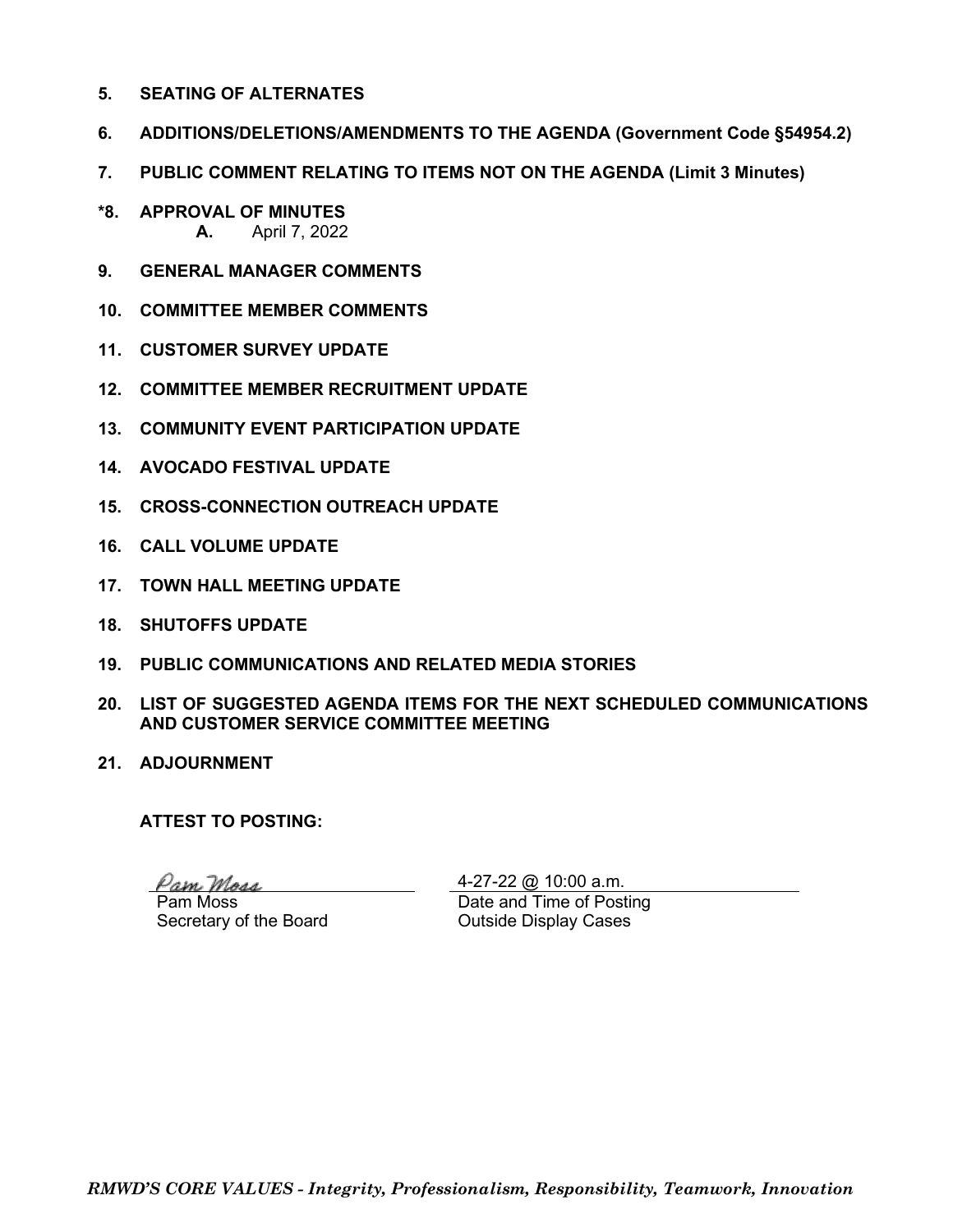**5. SEATING OF ALTERNATES**

**6. ADDITIONS/DELETIONS/AMENDMENTS TO THE AGENDA (Government Code §54954.2)**

**7. PUBLIC COMMENT RELATING TO ITEMS NOT ON THE AGENDA (Limit 3 Minutes)**

**\*8. APPROVAL OF MINUTES**

**A.** April 7, 2022

**9. GENERAL MANAGER COMMENTS**

**10. COMMITTEE MEMBER COMMENTS**

**11. CUSTOMER SURVEY UPDATE**

**12. COMMITTEE MEMBER RECRUITMENT UPDATE**

**13. COMMUNITY EVENT PARTICIPATION UPDATE**

**14. AVOCADO FESTIVAL UPDATE**

**15. CROSS-CONNECTION OUTREACH UPDATE**

**16. CALL VOLUME UPDATE**

**17. TOWN HALL MEETING UPDATE**

**18. SHUTOFFS UPDATE**

**19. PUBLIC COMMUNICATIONS AND RELATED MEDIA STORIES**

**20. LIST OF SUGGESTED AGENDA ITEMS FOR THE NEXT SCHEDULED COMMUNICATIONS AND CUSTOMER SERVICE COMMITTEE MEETING**

**21. ADJOURNMENT**

**ATTEST TO POSTING:**

*Pam Moss*
Pam Moss
Secretary of the Board

4-27-22 @ 10:00 a.m.
Date and Time of Posting
Outside Display Cases

***RMWD'S CORE VALUES - Integrity, Professionalism, Responsibility, Teamwork, Innovation***